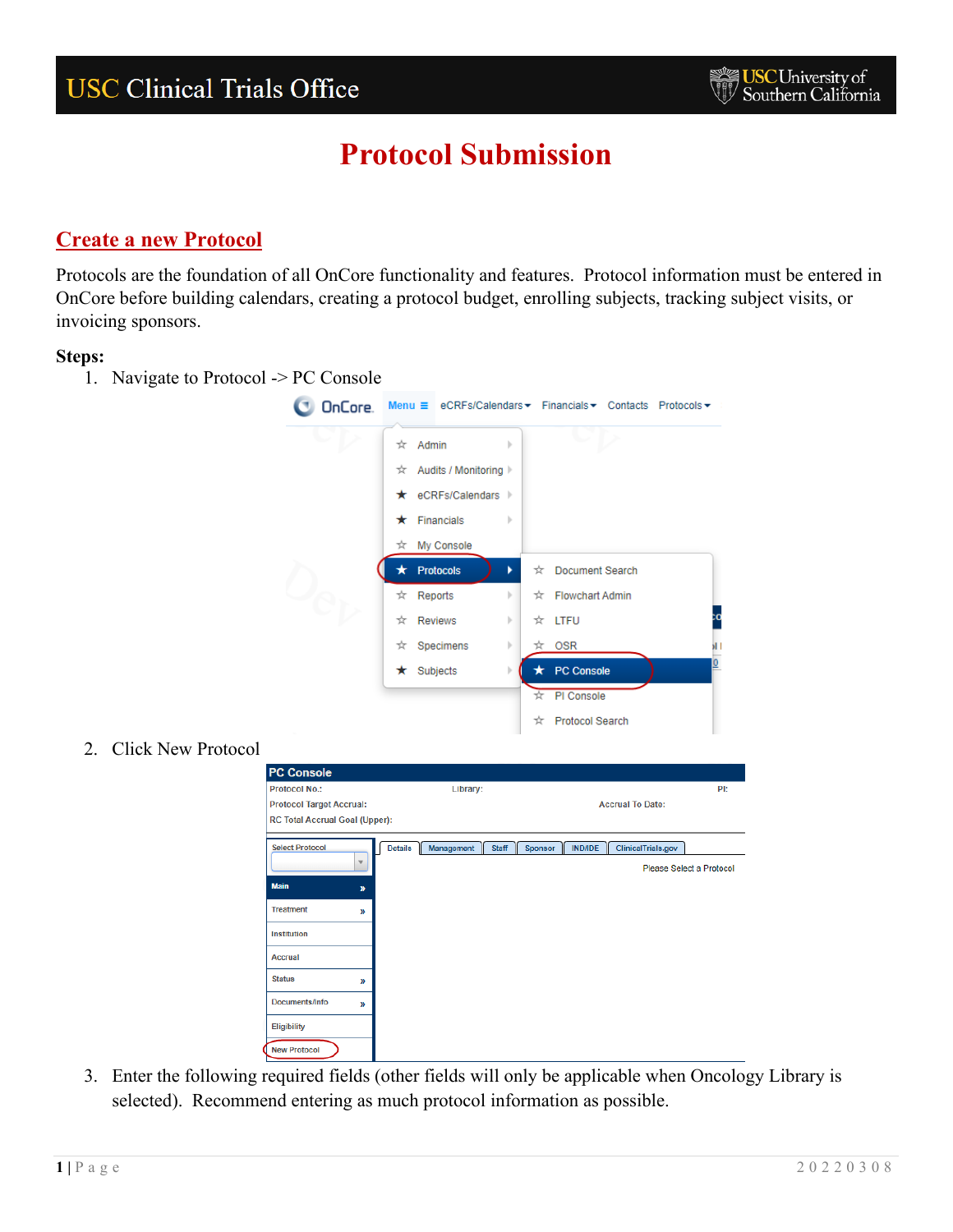# Protocol Submission

## Create a new Protocol

Protocols are the foundation of all OnCore functionality and features. Protocol information must be entered in OnCore before building calendars, creating a protocol budget, enrolling subjects, tracking subject visits, or invoicing sponsors.

**Steps:**

1. Navigate to Protocol -> PC Console
2. Click New Protocol
3. Enter the following required fields (other fields will only be applicable when Oncology Library is selected). Recommend entering as much protocol information as possible.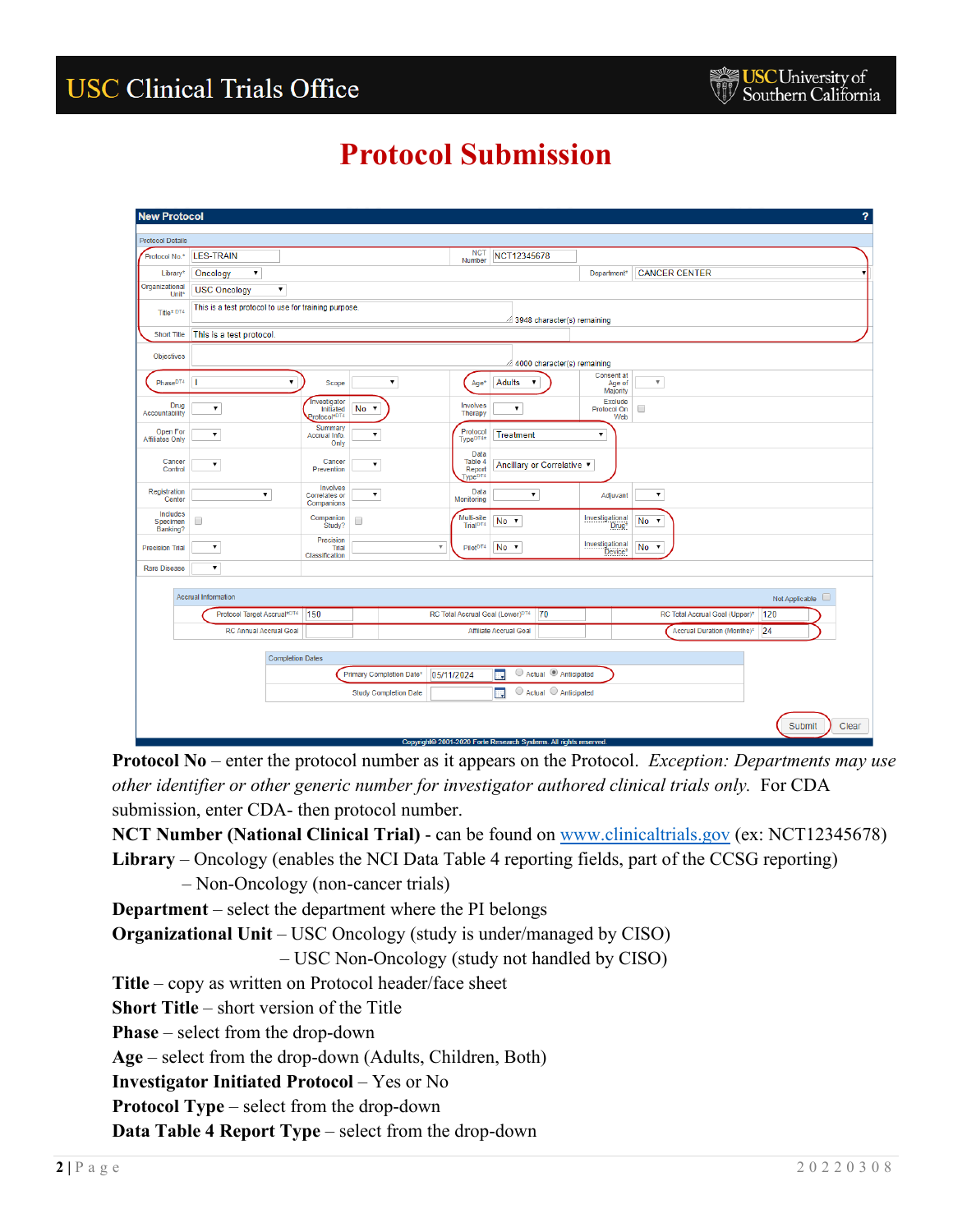# Protocol Submission

**Protocol No** – enter the protocol number as it appears on the Protocol. *Exception: Departments may use other identifier or other generic number for investigator authored clinical trials only.* For CDA submission, enter CDA- then protocol number.

**NCT Number (National Clinical Trial)** - can be found on www.clinicaltrials.gov (ex: NCT12345678)

**Library** – Oncology (enables the NCI Data Table 4 reporting fields, part of the CCSG reporting)
– Non-Oncology (non-cancer trials)

**Department** – select the department where the PI belongs

**Organizational Unit** – USC Oncology (study is under/managed by CISO)
– USC Non-Oncology (study not handled by CISO)

**Title** – copy as written on Protocol header/face sheet

**Short Title** – short version of the Title

**Phase** – select from the drop-down

**Age** – select from the drop-down (Adults, Children, Both)

**Investigator Initiated Protocol** – Yes or No

**Protocol Type** – select from the drop-down

**Data Table 4 Report Type** – select from the drop-down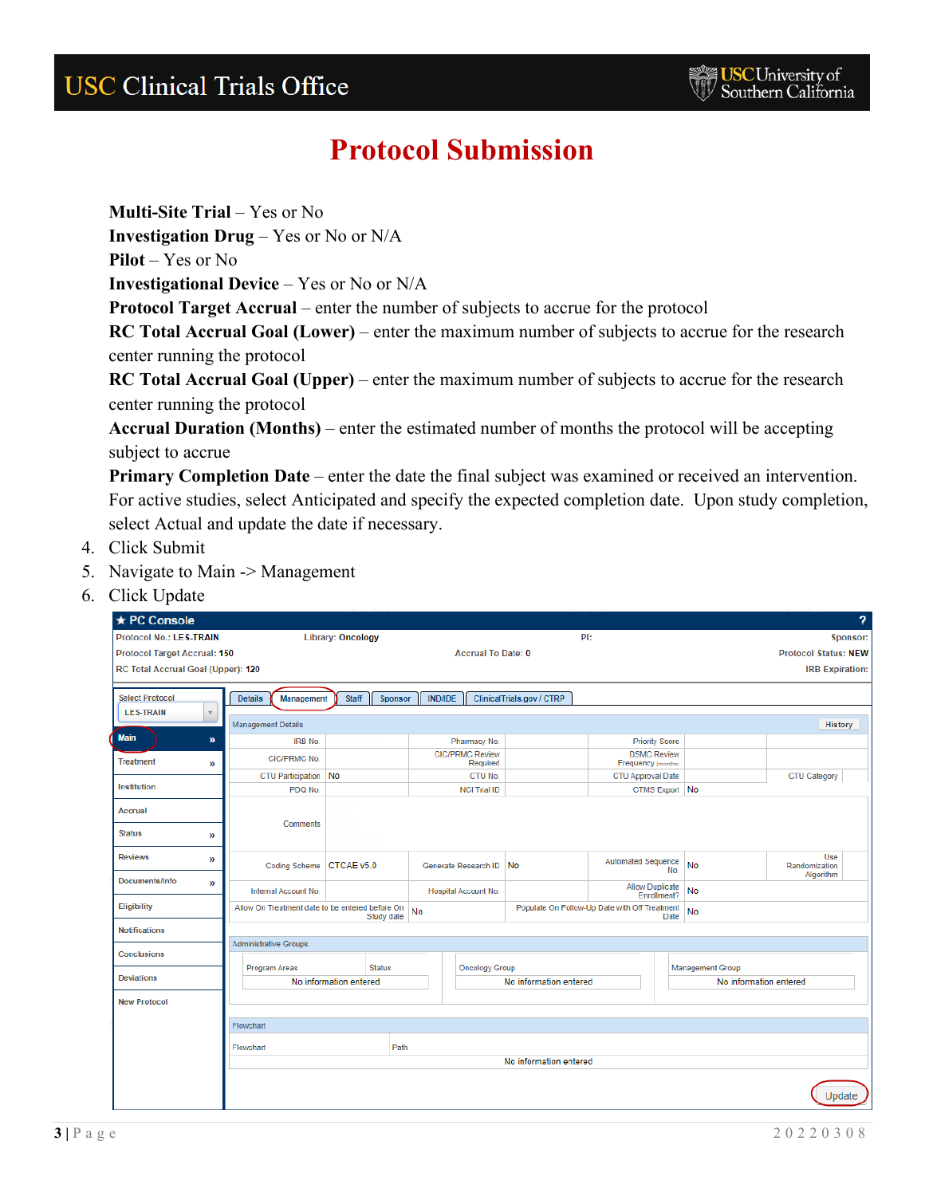# Protocol Submission

**Multi-Site Trial** – Yes or No
**Investigation Drug** – Yes or No or N/A
**Pilot** – Yes or No
**Investigational Device** – Yes or No or N/A
**Protocol Target Accrual** – enter the number of subjects to accrue for the protocol
**RC Total Accrual Goal (Lower)** – enter the maximum number of subjects to accrue for the research center running the protocol
**RC Total Accrual Goal (Upper)** – enter the maximum number of subjects to accrue for the research center running the protocol
**Accrual Duration (Months)** – enter the estimated number of months the protocol will be accepting subject to accrue
**Primary Completion Date** – enter the date the final subject was examined or received an intervention. For active studies, select Anticipated and specify the expected completion date. Upon study completion, select Actual and update the date if necessary.

4. Click Submit
5. Navigate to Main -> Management
6. Click Update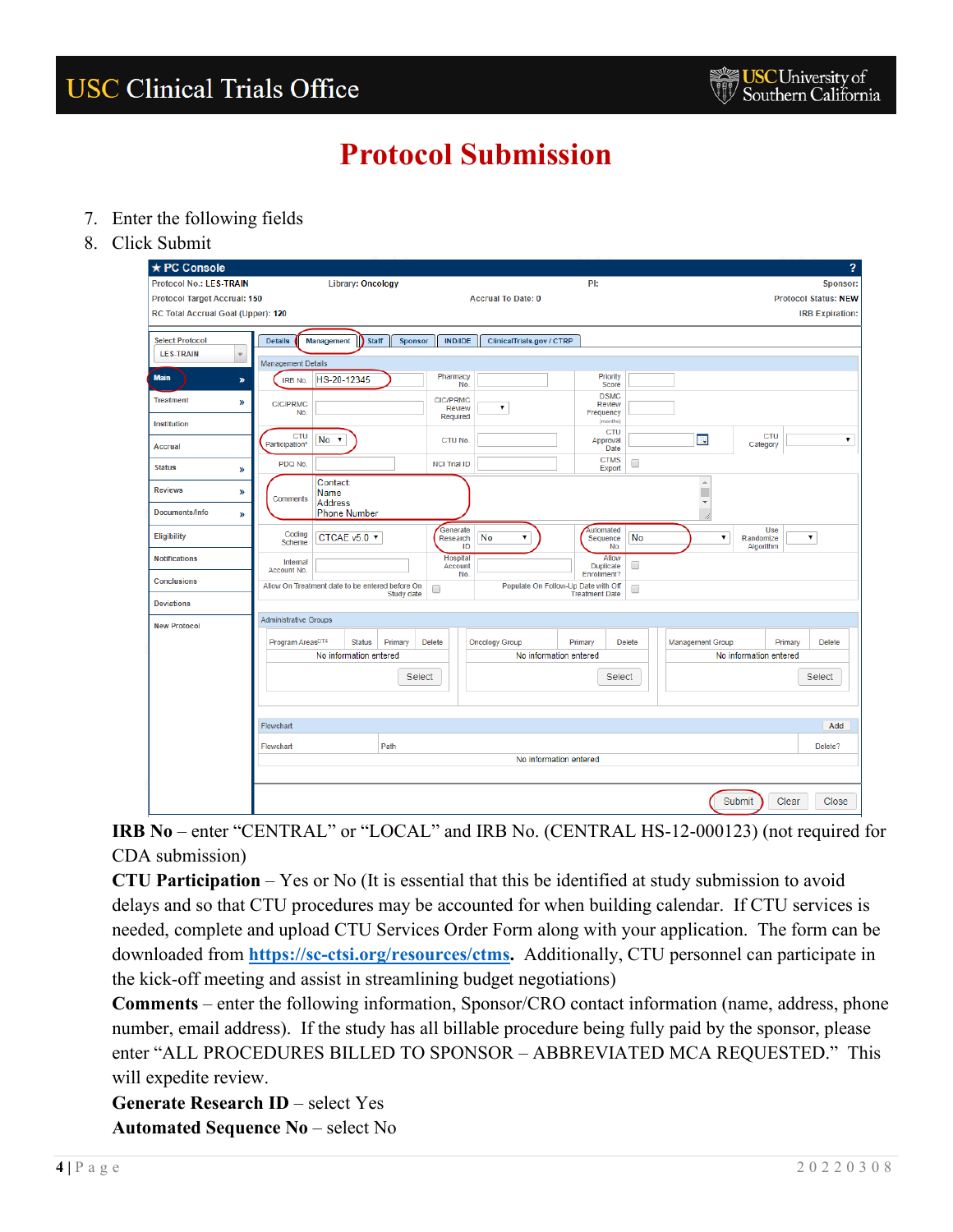# Protocol Submission

7. Enter the following fields
8. Click Submit

**IRB No** – enter "CENTRAL" or "LOCAL" and IRB No. (CENTRAL HS-12-000123) (not required for CDA submission)

**CTU Participation** – Yes or No (It is essential that this be identified at study submission to avoid delays and so that CTU procedures may be accounted for when building calendar. If CTU services is needed, complete and upload CTU Services Order Form along with your application. The form can be downloaded from **https://sc-ctsi.org/resources/ctms**. Additionally, CTU personnel can participate in the kick-off meeting and assist in streamlining budget negotiations)

**Comments** – enter the following information, Sponsor/CRO contact information (name, address, phone number, email address). If the study has all billable procedure being fully paid by the sponsor, please enter "ALL PROCEDURES BILLED TO SPONSOR – ABBREVIATED MCA REQUESTED." This will expedite review.

**Generate Research ID** – select Yes

**Automated Sequence No** – select No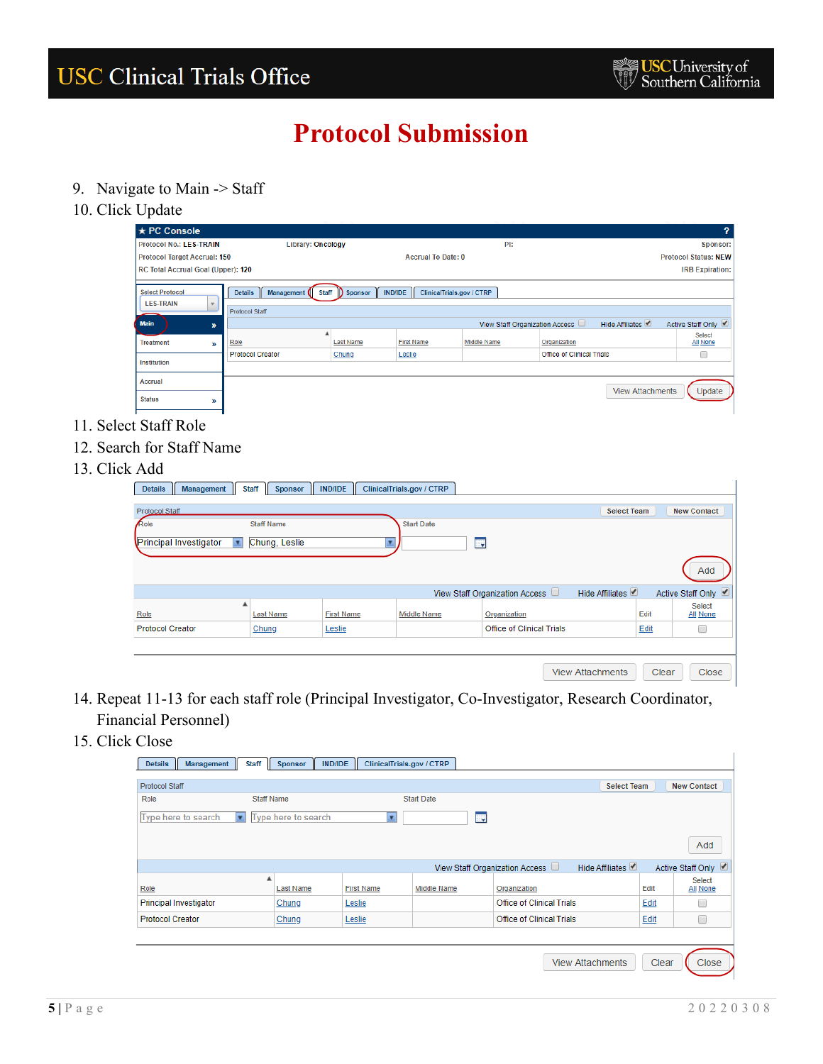# Protocol Submission

9. Navigate to Main -> Staff
10. Click Update
11. Select Staff Role
12. Search for Staff Name
13. Click Add
14. Repeat 11-13 for each staff role (Principal Investigator, Co-Investigator, Research Coordinator, Financial Personnel)
15. Click Close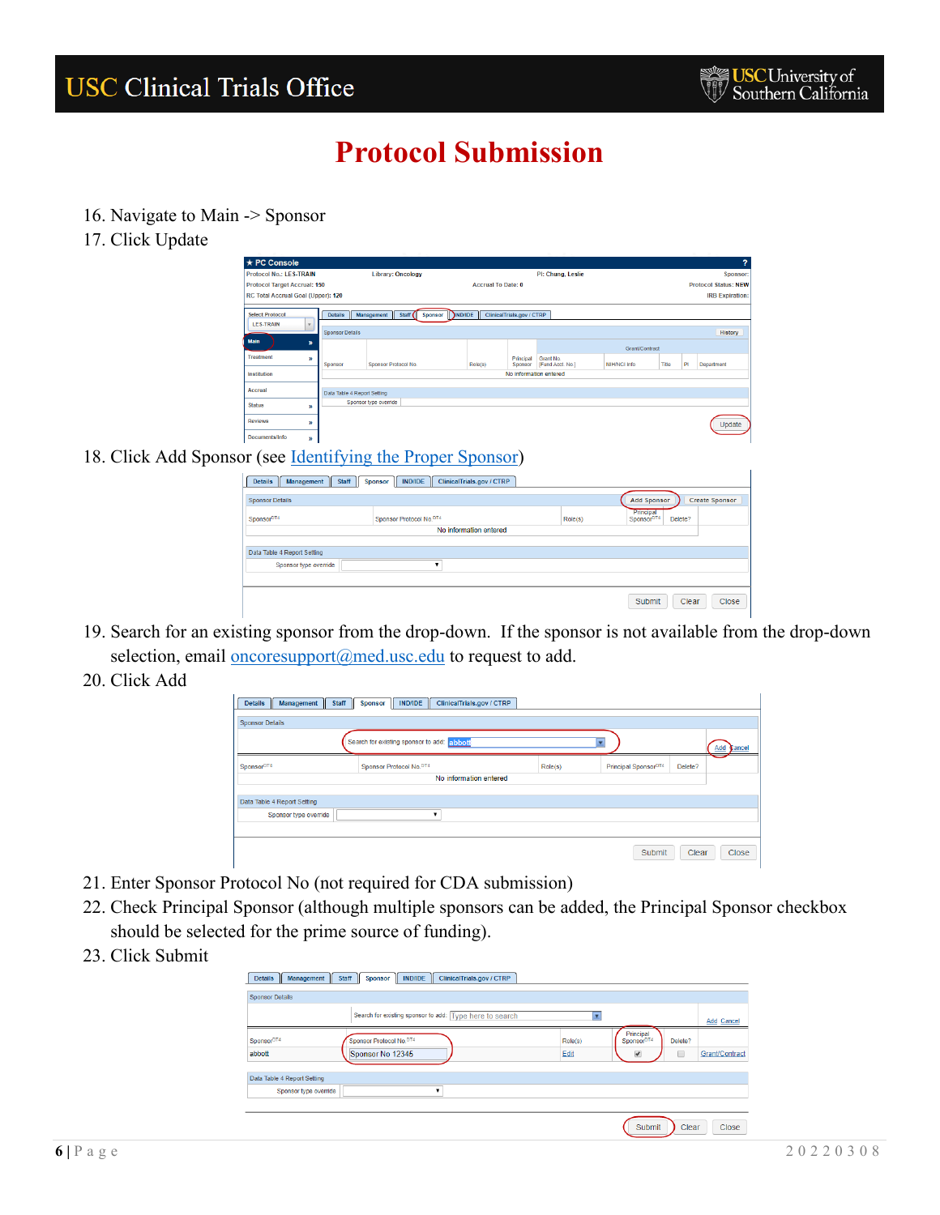# Protocol Submission

16. Navigate to Main -> Sponsor
17. Click Update
18. Click Add Sponsor (see Identifying the Proper Sponsor)
19. Search for an existing sponsor from the drop-down. If the sponsor is not available from the drop-down selection, email oncoresupport@med.usc.edu to request to add.
20. Click Add
21. Enter Sponsor Protocol No (not required for CDA submission)
22. Check Principal Sponsor (although multiple sponsors can be added, the Principal Sponsor checkbox should be selected for the prime source of funding).
23. Click Submit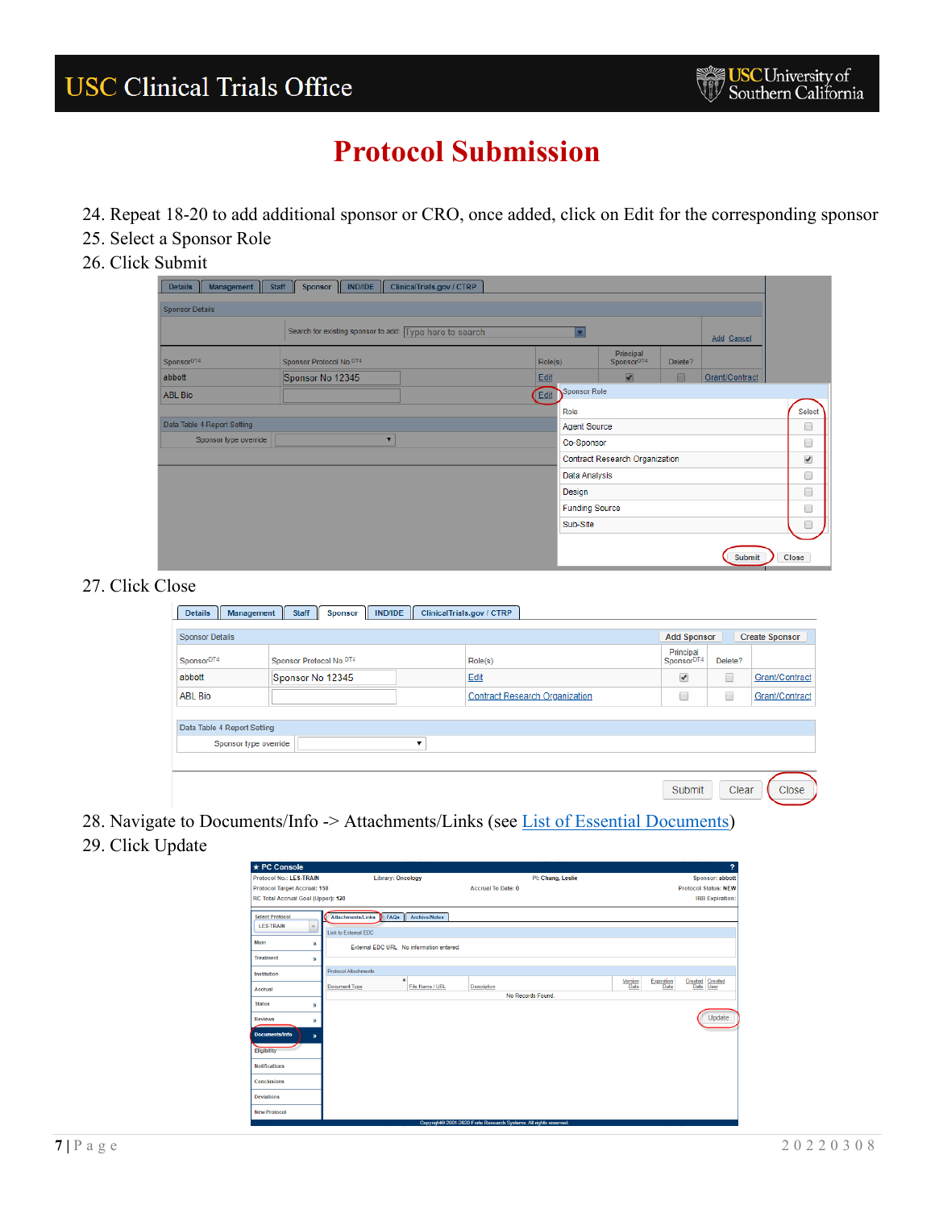# Protocol Submission

24. Repeat 18-20 to add additional sponsor or CRO, once added, click on Edit for the corresponding sponsor
25. Select a Sponsor Role
26. Click Submit
27. Click Close
28. Navigate to Documents/Info -> Attachments/Links (see List of Essential Documents)
29. Click Update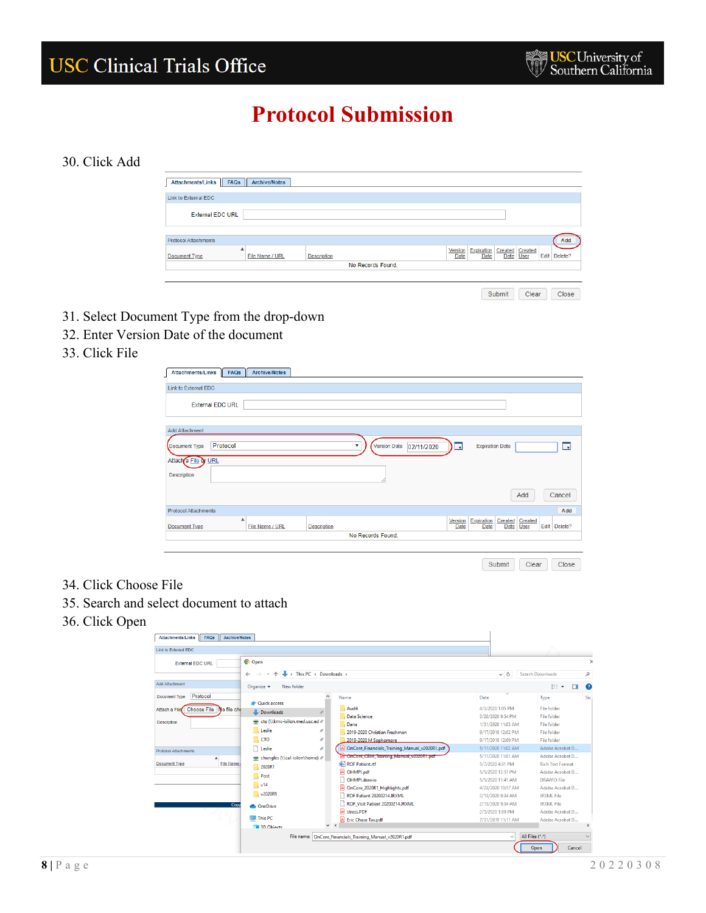# Protocol Submission

30. Click Add

31. Select Document Type from the drop-down
32. Enter Version Date of the document
33. Click File

34. Click Choose File
35. Search and select document to attach
36. Click Open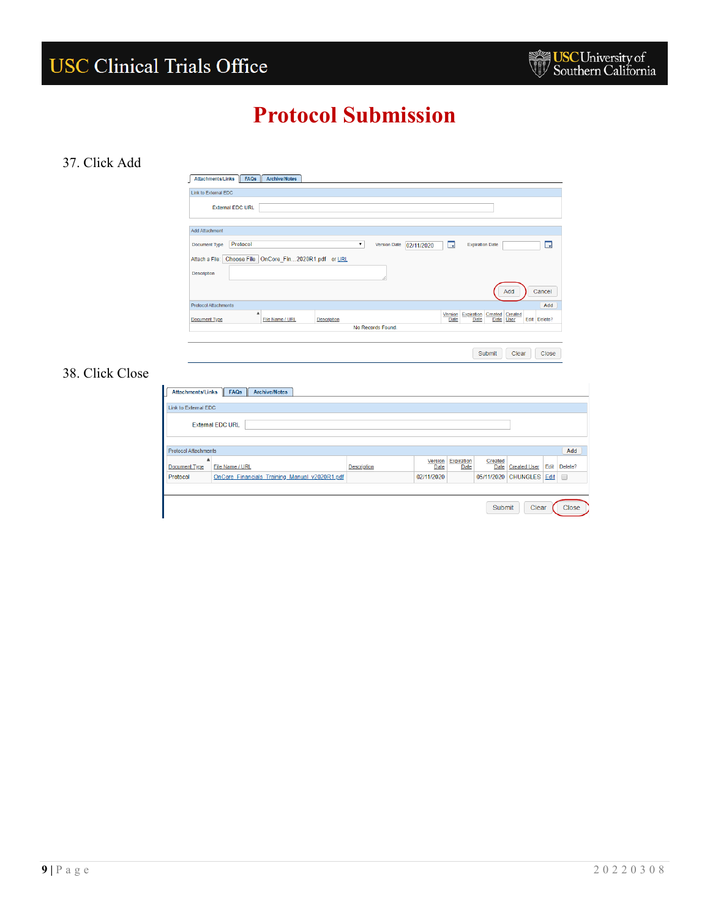# Protocol Submission

37. Click Add

38. Click Close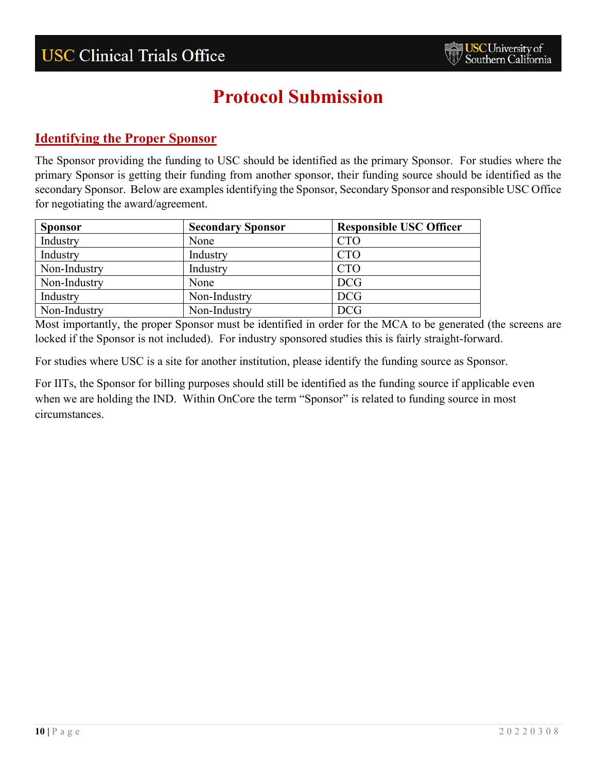# Protocol Submission

## Identifying the Proper Sponsor

The Sponsor providing the funding to USC should be identified as the primary Sponsor. For studies where the primary Sponsor is getting their funding from another sponsor, their funding source should be identified as the secondary Sponsor. Below are examples identifying the Sponsor, Secondary Sponsor and responsible USC Office for negotiating the award/agreement.

| Sponsor | Secondary Sponsor | Responsible USC Officer |
|---|---|---|
| Industry | None | CTO |
| Industry | Industry | CTO |
| Non-Industry | Industry | CTO |
| Non-Industry | None | DCG |
| Industry | Non-Industry | DCG |
| Non-Industry | Non-Industry | DCG |

Most importantly, the proper Sponsor must be identified in order for the MCA to be generated (the screens are locked if the Sponsor is not included). For industry sponsored studies this is fairly straight-forward.

For studies where USC is a site for another institution, please identify the funding source as Sponsor.

For IITs, the Sponsor for billing purposes should still be identified as the funding source if applicable even when we are holding the IND. Within OnCore the term "Sponsor" is related to funding source in most circumstances.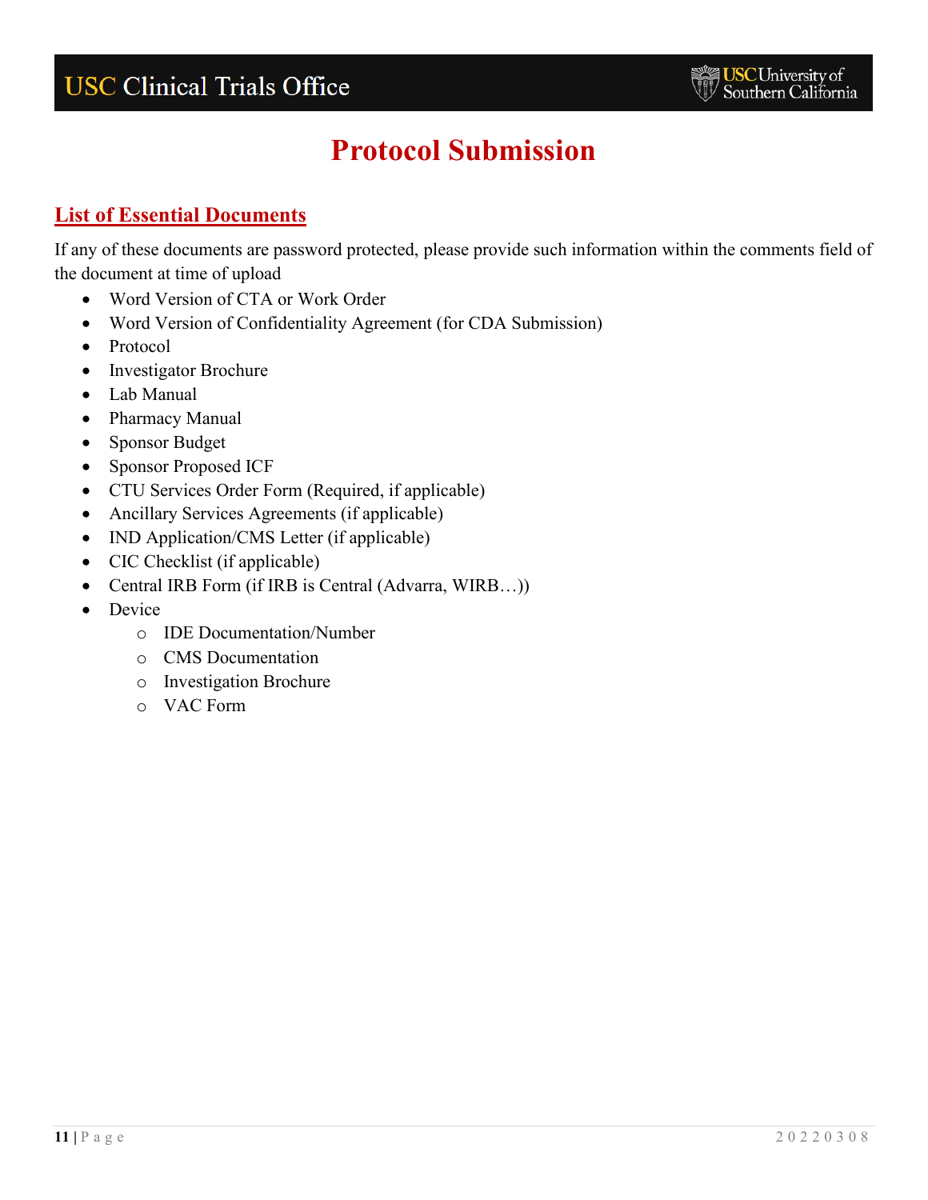# Protocol Submission

## List of Essential Documents

If any of these documents are password protected, please provide such information within the comments field of the document at time of upload

- Word Version of CTA or Work Order
- Word Version of Confidentiality Agreement (for CDA Submission)
- Protocol
- Investigator Brochure
- Lab Manual
- Pharmacy Manual
- Sponsor Budget
- Sponsor Proposed ICF
- CTU Services Order Form (Required, if applicable)
- Ancillary Services Agreements (if applicable)
- IND Application/CMS Letter (if applicable)
- CIC Checklist (if applicable)
- Central IRB Form (if IRB is Central (Advarra, WIRB…))
- Device
  - IDE Documentation/Number
  - CMS Documentation
  - Investigation Brochure
  - VAC Form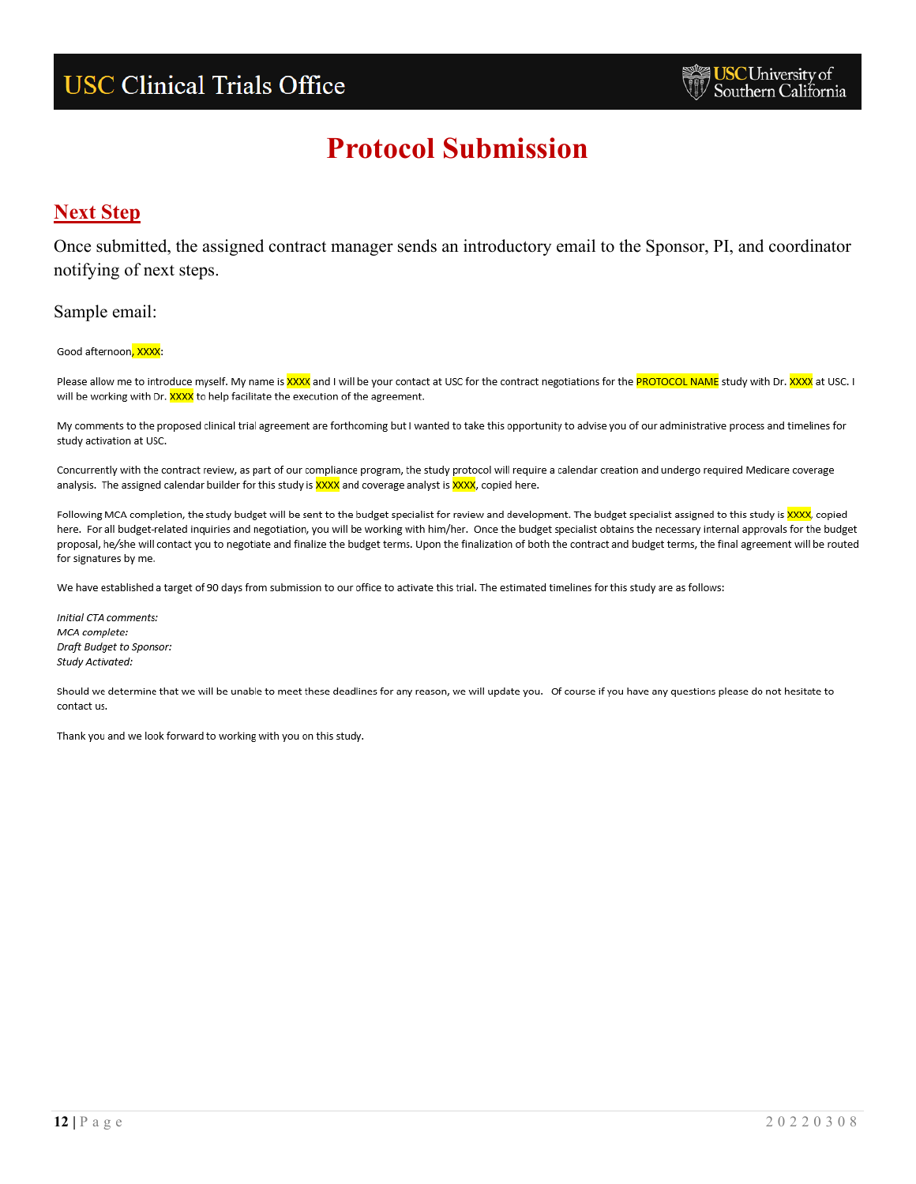# Protocol Submission

## Next Step

Once submitted, the assigned contract manager sends an introductory email to the Sponsor, PI, and coordinator notifying of next steps.

Sample email:

Good afternoon, XXXX:

Please allow me to introduce myself. My name is XXXX and I will be your contact at USC for the contract negotiations for the PROTOCOL NAME study with Dr. XXXX at USC. I will be working with Dr. XXXX to help facilitate the execution of the agreement.

My comments to the proposed clinical trial agreement are forthcoming but I wanted to take this opportunity to advise you of our administrative process and timelines for study activation at USC.

Concurrently with the contract review, as part of our compliance program, the study protocol will require a calendar creation and undergo required Medicare coverage analysis. The assigned calendar builder for this study is XXXX and coverage analyst is XXXX, copied here.

Following MCA completion, the study budget will be sent to the budget specialist for review and development. The budget specialist assigned to this study is XXXX, copied here. For all budget-related inquiries and negotiation, you will be working with him/her. Once the budget specialist obtains the necessary internal approvals for the budget proposal, he/she will contact you to negotiate and finalize the budget terms. Upon the finalization of both the contract and budget terms, the final agreement will be routed for signatures by me.

We have established a target of 90 days from submission to our office to activate this trial. The estimated timelines for this study are as follows:

*Initial CTA comments:*
*MCA complete:*
*Draft Budget to Sponsor:*
*Study Activated:*

Should we determine that we will be unable to meet these deadlines for any reason, we will update you. Of course if you have any questions please do not hesitate to contact us.

Thank you and we look forward to working with you on this study.